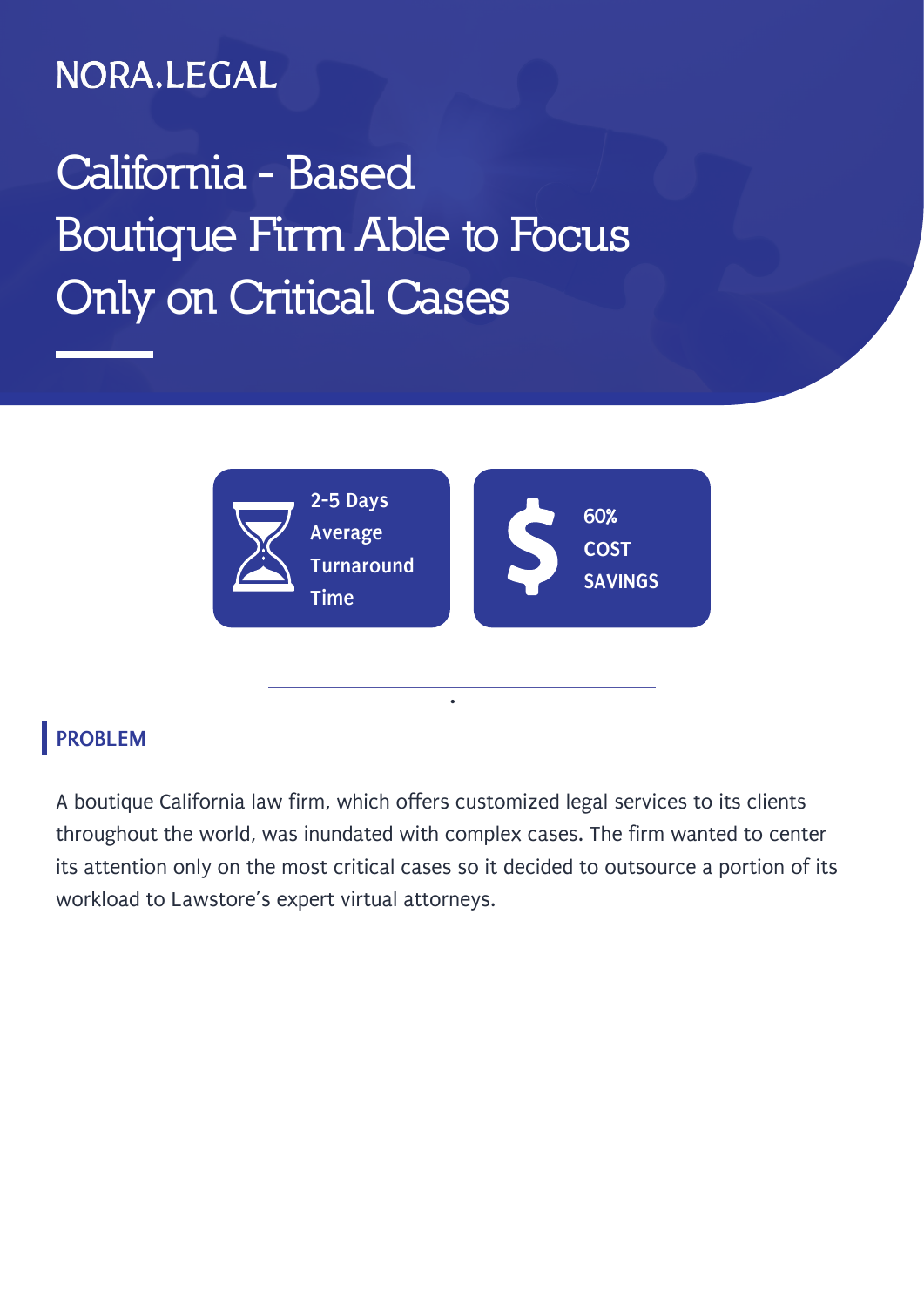NORA.LEGAL

# California - Based Boutique Firm Able to Focus Only on Critical Cases

**2-5 Days Average Turnaround Time**

**60% COST SAVINGS**

## PROBLEM

A boutique California law firm, which offers customized legal services to its clients throughout the world, was inundated with complex cases. The firm wanted to center its attention only on the most critical cases so it decided to outsource a portion of its workload to Lawstore's expert virtual attorneys.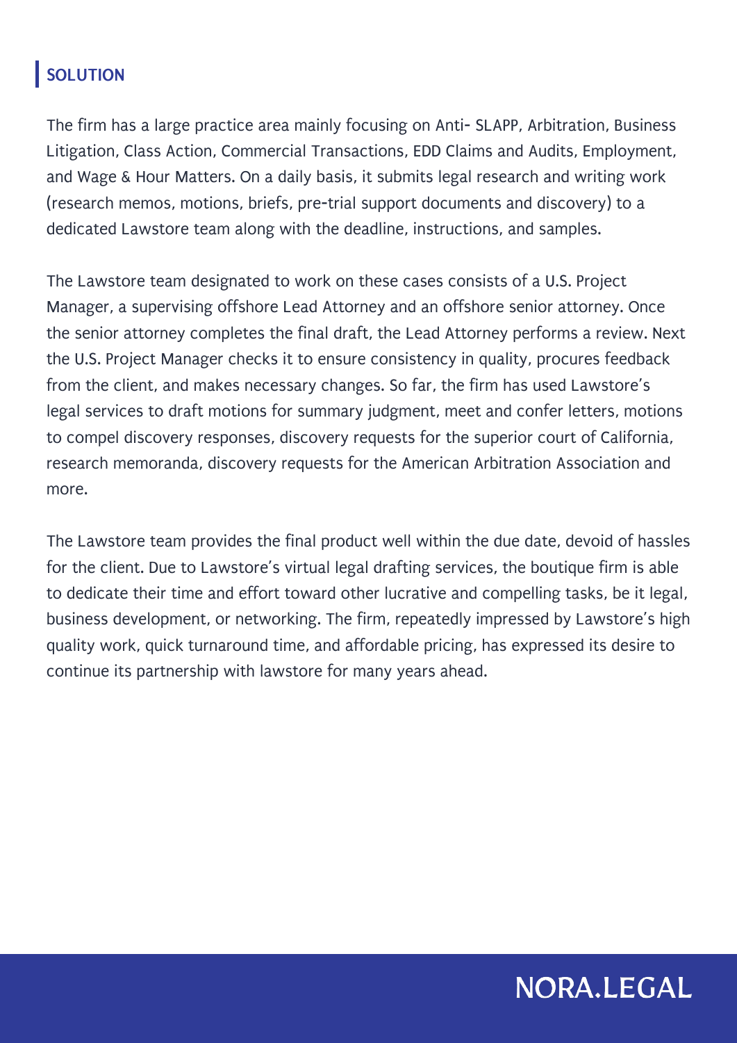## SOLUTION

The firm has a large practice area mainly focusing on Anti- SLAPP, Arbitration, Business Litigation, Class Action, Commercial Transactions, EDD Claims and Audits, Employment, and Wage & Hour Matters. On a daily basis, it submits legal research and writing work (research memos, motions, briefs, pre-trial support documents and discovery) to a dedicated Lawstore team along with the deadline, instructions, and samples.

The Lawstore team designated to work on these cases consists of a U.S. Project Manager, a supervising offshore Lead Attorney and an offshore senior attorney. Once the senior attorney completes the final draft, the Lead Attorney performs a review. Next the U.S. Project Manager checks it to ensure consistency in quality, procures feedback from the client, and makes necessary changes. So far, the firm has used Lawstore's legal services to draft motions for summary judgment, meet and confer letters, motions to compel discovery responses, discovery requests for the superior court of California, research memoranda, discovery requests for the American Arbitration Association and more.

The Lawstore team provides the final product well within the due date, devoid of hassles for the client. Due to Lawstore's virtual legal drafting services, the boutique firm is able to dedicate their time and effort toward other lucrative and compelling tasks, be it legal, business development, or networking. The firm, repeatedly impressed by Lawstore's high quality work, quick turnaround time, and affordable pricing, has expressed its desire to continue its partnership with lawstore for many years ahead.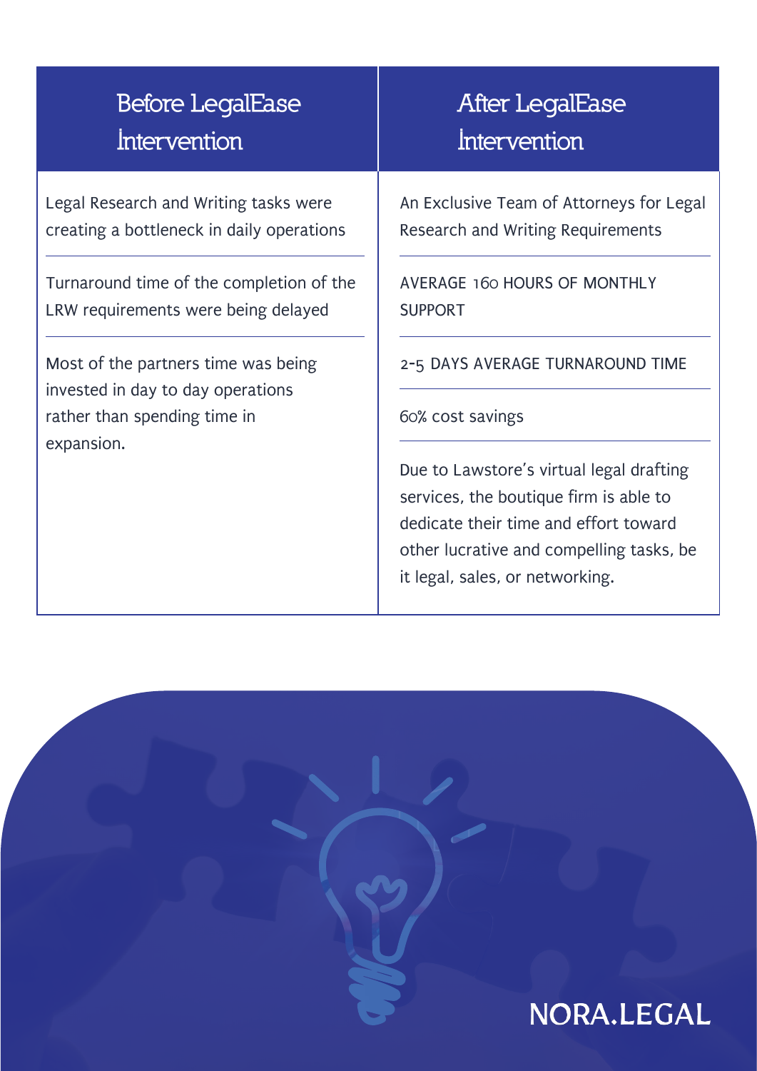| Before LegalEase Intervention | After LegalEase Intervention |
| --- | --- |
| Legal Research and Writing tasks were creating a bottleneck in daily operations | An Exclusive Team of Attorneys for Legal Research and Writing Requirements |
| Turnaround time of the completion of the LRW requirements were being delayed | AVERAGE 160 HOURS OF MONTHLY SUPPORT |
| Most of the partners time was being invested in day to day operations rather than spending time in expansion. | 2-5 DAYS AVERAGE TURNAROUND TIME |
| | 60% cost savings |
| | Due to Lawstore's virtual legal drafting services, the boutique firm is able to dedicate their time and effort toward other lucrative and compelling tasks, be it legal, sales, or networking. |

NORA.LEGAL